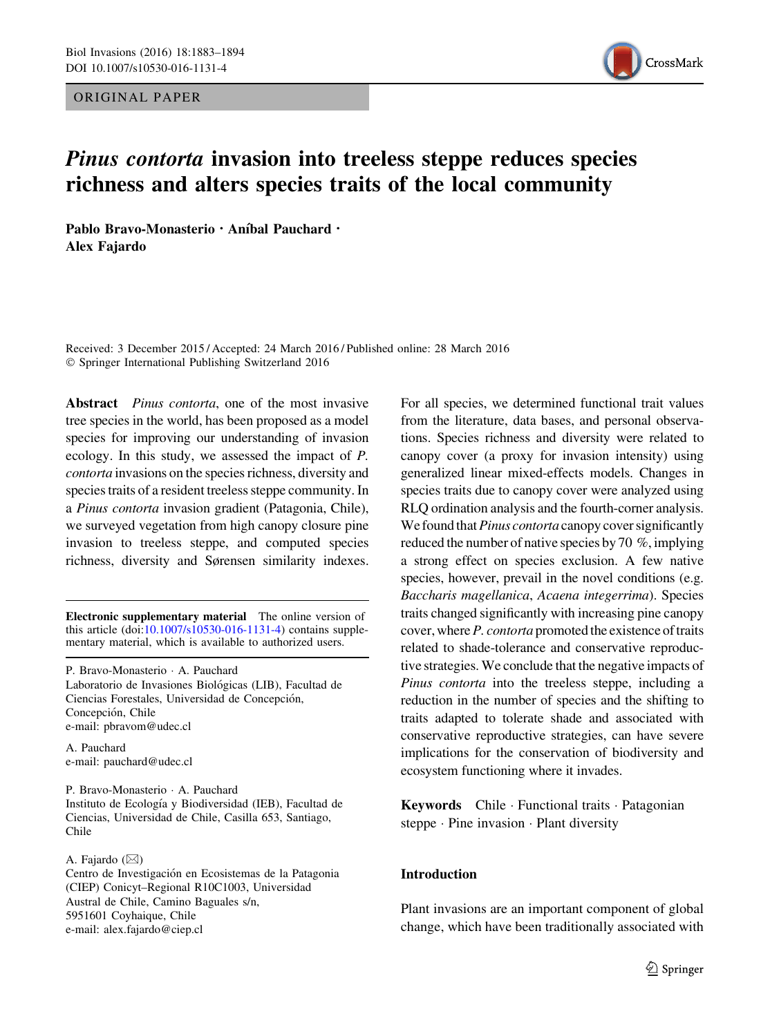ORIGINAL PAPER

# *Pinus contorta* invasion into treeless steppe reduces species richness and alters species traits of the local community

**Pablo Bravo-Monasterio · Aníbal Pauchard · Alex Fajardo**

Received: 3 December 2015 / Accepted: 24 March 2016 / Published online: 28 March 2016
© Springer International Publishing Switzerland 2016

**Abstract** *Pinus contorta*, one of the most invasive tree species in the world, has been proposed as a model species for improving our understanding of invasion ecology. In this study, we assessed the impact of *P. contorta* invasions on the species richness, diversity and species traits of a resident treeless steppe community. In a *Pinus contorta* invasion gradient (Patagonia, Chile), we surveyed vegetation from high canopy closure pine invasion to treeless steppe, and computed species richness, diversity and Sørensen similarity indexes. For all species, we determined functional trait values from the literature, data bases, and personal observations. Species richness and diversity were related to canopy cover (a proxy for invasion intensity) using generalized linear mixed-effects models. Changes in species traits due to canopy cover were analyzed using RLQ ordination analysis and the fourth-corner analysis. We found that *Pinus contorta* canopy cover significantly reduced the number of native species by 70 %, implying a strong effect on species exclusion. A few native species, however, prevail in the novel conditions (e.g. *Baccharis magellanica*, *Acaena integerrima*). Species traits changed significantly with increasing pine canopy cover, where *P. contorta* promoted the existence of traits related to shade-tolerance and conservative reproductive strategies. We conclude that the negative impacts of *Pinus contorta* into the treeless steppe, including a reduction in the number of species and the shifting to traits adapted to tolerate shade and associated with conservative reproductive strategies, can have severe implications for the conservation of biodiversity and ecosystem functioning where it invades.

**Keywords** Chile · Functional traits · Patagonian steppe · Pine invasion · Plant diversity

**Electronic supplementary material** The online version of this article (doi:10.1007/s10530-016-1131-4) contains supplementary material, which is available to authorized users.

P. Bravo-Monasterio · A. Pauchard
Laboratorio de Invasiones Biológicas (LIB), Facultad de Ciencias Forestales, Universidad de Concepción, Concepción, Chile
e-mail: pbravom@udec.cl

A. Pauchard
e-mail: pauchard@udec.cl

P. Bravo-Monasterio · A. Pauchard
Instituto de Ecología y Biodiversidad (IEB), Facultad de Ciencias, Universidad de Chile, Casilla 653, Santiago, Chile

A. Fajardo (✉)
Centro de Investigación en Ecosistemas de la Patagonia (CIEP) Conicyt–Regional R10C1003, Universidad Austral de Chile, Camino Baguales s/n, 5951601 Coyhaique, Chile
e-mail: alex.fajardo@ciep.cl

## Introduction

Plant invasions are an important component of global change, which have been traditionally associated with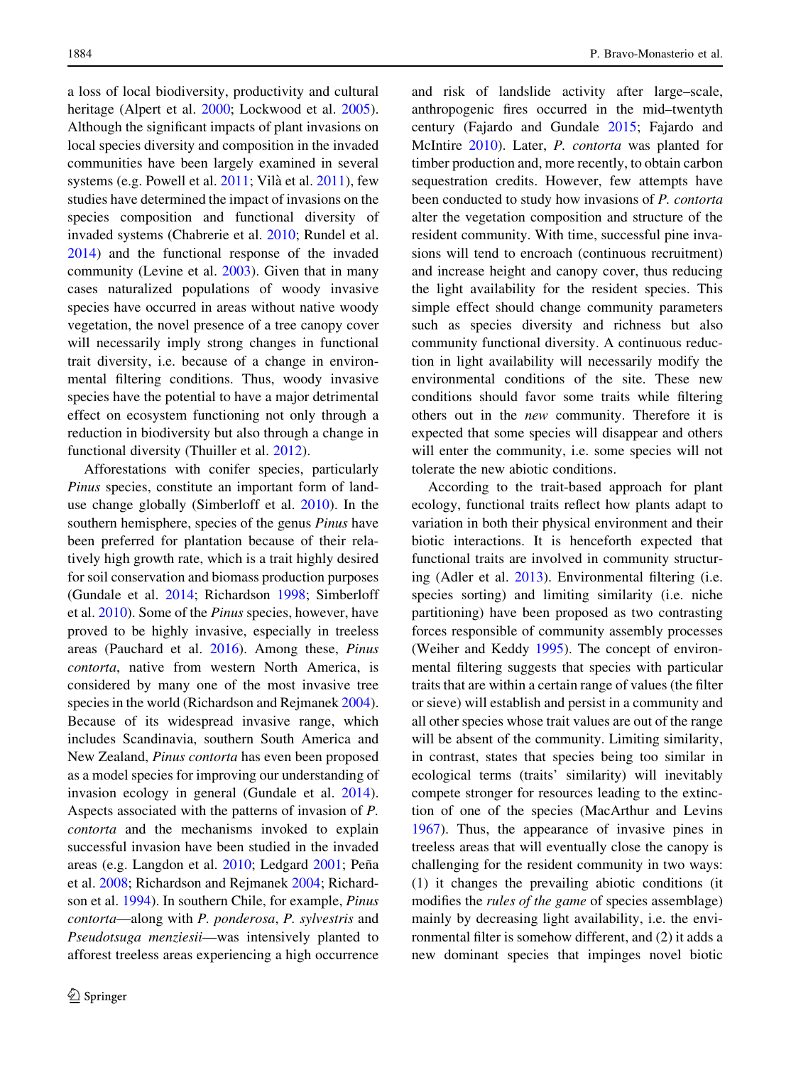a loss of local biodiversity, productivity and cultural heritage (Alpert et al. 2000; Lockwood et al. 2005). Although the significant impacts of plant invasions on local species diversity and composition in the invaded communities have been largely examined in several systems (e.g. Powell et al. 2011; Vilà et al. 2011), few studies have determined the impact of invasions on the species composition and functional diversity of invaded systems (Chabrerie et al. 2010; Rundel et al. 2014) and the functional response of the invaded community (Levine et al. 2003). Given that in many cases naturalized populations of woody invasive species have occurred in areas without native woody vegetation, the novel presence of a tree canopy cover will necessarily imply strong changes in functional trait diversity, i.e. because of a change in environmental filtering conditions. Thus, woody invasive species have the potential to have a major detrimental effect on ecosystem functioning not only through a reduction in biodiversity but also through a change in functional diversity (Thuiller et al. 2012).

Afforestations with conifer species, particularly *Pinus* species, constitute an important form of land-use change globally (Simberloff et al. 2010). In the southern hemisphere, species of the genus *Pinus* have been preferred for plantation because of their relatively high growth rate, which is a trait highly desired for soil conservation and biomass production purposes (Gundale et al. 2014; Richardson 1998; Simberloff et al. 2010). Some of the *Pinus* species, however, have proved to be highly invasive, especially in treeless areas (Pauchard et al. 2016). Among these, *Pinus contorta*, native from western North America, is considered by many one of the most invasive tree species in the world (Richardson and Rejmanek 2004). Because of its widespread invasive range, which includes Scandinavia, southern South America and New Zealand, *Pinus contorta* has even been proposed as a model species for improving our understanding of invasion ecology in general (Gundale et al. 2014). Aspects associated with the patterns of invasion of *P. contorta* and the mechanisms invoked to explain successful invasion have been studied in the invaded areas (e.g. Langdon et al. 2010; Ledgard 2001; Peña et al. 2008; Richardson and Rejmanek 2004; Richardson et al. 1994). In southern Chile, for example, *Pinus contorta*—along with *P. ponderosa*, *P. sylvestris* and *Pseudotsuga menziesii*—was intensively planted to afforest treeless areas experiencing a high occurrence and risk of landslide activity after large–scale, anthropogenic fires occurred in the mid–twentyth century (Fajardo and Gundale 2015; Fajardo and McIntire 2010). Later, *P. contorta* was planted for timber production and, more recently, to obtain carbon sequestration credits. However, few attempts have been conducted to study how invasions of *P. contorta* alter the vegetation composition and structure of the resident community. With time, successful pine invasions will tend to encroach (continuous recruitment) and increase height and canopy cover, thus reducing the light availability for the resident species. This simple effect should change community parameters such as species diversity and richness but also community functional diversity. A continuous reduction in light availability will necessarily modify the environmental conditions of the site. These new conditions should favor some traits while filtering others out in the *new* community. Therefore it is expected that some species will disappear and others will enter the community, i.e. some species will not tolerate the new abiotic conditions.

According to the trait-based approach for plant ecology, functional traits reflect how plants adapt to variation in both their physical environment and their biotic interactions. It is henceforth expected that functional traits are involved in community structuring (Adler et al. 2013). Environmental filtering (i.e. species sorting) and limiting similarity (i.e. niche partitioning) have been proposed as two contrasting forces responsible of community assembly processes (Weiher and Keddy 1995). The concept of environmental filtering suggests that species with particular traits that are within a certain range of values (the filter or sieve) will establish and persist in a community and all other species whose trait values are out of the range will be absent of the community. Limiting similarity, in contrast, states that species being too similar in ecological terms (traits' similarity) will inevitably compete stronger for resources leading to the extinction of one of the species (MacArthur and Levins 1967). Thus, the appearance of invasive pines in treeless areas that will eventually close the canopy is challenging for the resident community in two ways: (1) it changes the prevailing abiotic conditions (it modifies the *rules of the game* of species assemblage) mainly by decreasing light availability, i.e. the environmental filter is somehow different, and (2) it adds a new dominant species that impinges novel biotic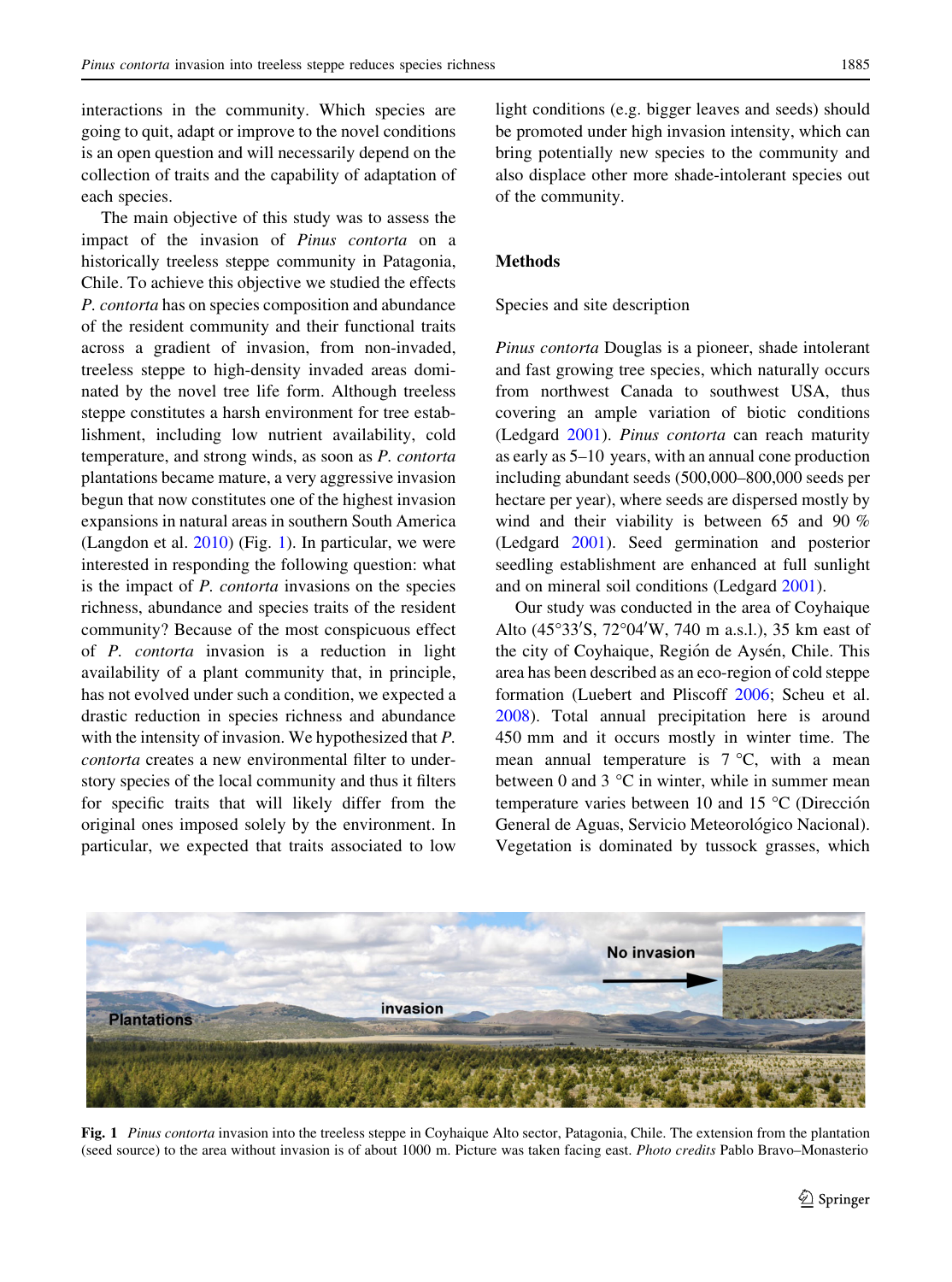interactions in the community. Which species are going to quit, adapt or improve to the novel conditions is an open question and will necessarily depend on the collection of traits and the capability of adaptation of each species.

The main objective of this study was to assess the impact of the invasion of *Pinus contorta* on a historically treeless steppe community in Patagonia, Chile. To achieve this objective we studied the effects *P. contorta* has on species composition and abundance of the resident community and their functional traits across a gradient of invasion, from non-invaded, treeless steppe to high-density invaded areas dominated by the novel tree life form. Although treeless steppe constitutes a harsh environment for tree establishment, including low nutrient availability, cold temperature, and strong winds, as soon as *P. contorta* plantations became mature, a very aggressive invasion begun that now constitutes one of the highest invasion expansions in natural areas in southern South America (Langdon et al. 2010) (Fig. 1). In particular, we were interested in responding the following question: what is the impact of *P. contorta* invasions on the species richness, abundance and species traits of the resident community? Because of the most conspicuous effect of *P. contorta* invasion is a reduction in light availability of a plant community that, in principle, has not evolved under such a condition, we expected a drastic reduction in species richness and abundance with the intensity of invasion. We hypothesized that *P. contorta* creates a new environmental filter to understory species of the local community and thus it filters for specific traits that will likely differ from the original ones imposed solely by the environment. In particular, we expected that traits associated to low light conditions (e.g. bigger leaves and seeds) should be promoted under high invasion intensity, which can bring potentially new species to the community and also displace other more shade-intolerant species out of the community.

## Methods

### Species and site description

*Pinus contorta* Douglas is a pioneer, shade intolerant and fast growing tree species, which naturally occurs from northwest Canada to southwest USA, thus covering an ample variation of biotic conditions (Ledgard 2001). *Pinus contorta* can reach maturity as early as 5–10 years, with an annual cone production including abundant seeds (500,000–800,000 seeds per hectare per year), where seeds are dispersed mostly by wind and their viability is between 65 and 90 % (Ledgard 2001). Seed germination and posterior seedling establishment are enhanced at full sunlight and on mineral soil conditions (Ledgard 2001).

Our study was conducted in the area of Coyhaique Alto (45°33′S, 72°04′W, 740 m a.s.l.), 35 km east of the city of Coyhaique, Región de Aysén, Chile. This area has been described as an eco-region of cold steppe formation (Luebert and Pliscoff 2006; Scheu et al. 2008). Total annual precipitation here is around 450 mm and it occurs mostly in winter time. The mean annual temperature is 7 °C, with a mean between 0 and 3 °C in winter, while in summer mean temperature varies between 10 and 15 °C (Dirección General de Aguas, Servicio Meteorológico Nacional). Vegetation is dominated by tussock grasses, which

**Fig. 1** *Pinus contorta* invasion into the treeless steppe in Coyhaique Alto sector, Patagonia, Chile. The extension from the plantation (seed source) to the area without invasion is of about 1000 m. Picture was taken facing east. *Photo credits* Pablo Bravo–Monasterio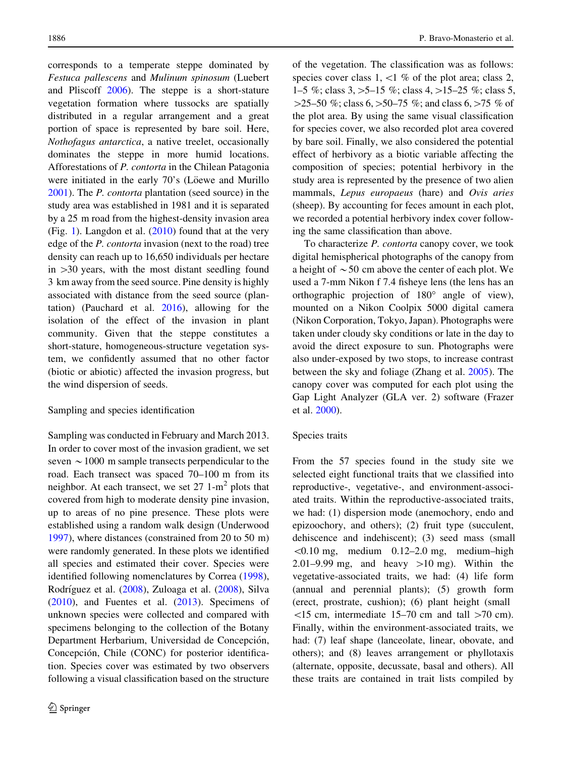corresponds to a temperate steppe dominated by *Festuca pallescens* and *Mulinum spinosum* (Luebert and Pliscoff 2006). The steppe is a short-stature vegetation formation where tussocks are spatially distributed in a regular arrangement and a great portion of space is represented by bare soil. Here, *Nothofagus antarctica*, a native treelet, occasionally dominates the steppe in more humid locations. Afforestations of *P. contorta* in the Chilean Patagonia were initiated in the early 70's (Löewe and Murillo 2001). The *P. contorta* plantation (seed source) in the study area was established in 1981 and it is separated by a 25 m road from the highest-density invasion area (Fig. 1). Langdon et al. (2010) found that at the very edge of the *P. contorta* invasion (next to the road) tree density can reach up to 16,650 individuals per hectare in >30 years, with the most distant seedling found 3 km away from the seed source. Pine density is highly associated with distance from the seed source (plantation) (Pauchard et al. 2016), allowing for the isolation of the effect of the invasion in plant community. Given that the steppe constitutes a short-stature, homogeneous-structure vegetation system, we confidently assumed that no other factor (biotic or abiotic) affected the invasion progress, but the wind dispersion of seeds.

## Sampling and species identification

Sampling was conducted in February and March 2013. In order to cover most of the invasion gradient, we set seven ~1000 m sample transects perpendicular to the road. Each transect was spaced 70–100 m from its neighbor. At each transect, we set 27 1-m$^2$ plots that covered from high to moderate density pine invasion, up to areas of no pine presence. These plots were established using a random walk design (Underwood 1997), where distances (constrained from 20 to 50 m) were randomly generated. In these plots we identified all species and estimated their cover. Species were identified following nomenclatures by Correa (1998), Rodríguez et al. (2008), Zuloaga et al. (2008), Silva (2010), and Fuentes et al. (2013). Specimens of unknown species were collected and compared with specimens belonging to the collection of the Botany Department Herbarium, Universidad de Concepción, Concepción, Chile (CONC) for posterior identification. Species cover was estimated by two observers following a visual classification based on the structure of the vegetation. The classification was as follows: species cover class 1, <1 % of the plot area; class 2, 1–5 %; class 3, >5–15 %; class 4, >15–25 %; class 5, >25–50 %; class 6, >50–75 %; and class 6, >75 % of the plot area. By using the same visual classification for species cover, we also recorded plot area covered by bare soil. Finally, we also considered the potential effect of herbivory as a biotic variable affecting the composition of species; potential herbivory in the study area is represented by the presence of two alien mammals, *Lepus europaeus* (hare) and *Ovis aries* (sheep). By accounting for feces amount in each plot, we recorded a potential herbivory index cover following the same classification than above.

To characterize *P. contorta* canopy cover, we took digital hemispherical photographs of the canopy from a height of ~50 cm above the center of each plot. We used a 7-mm Nikon f 7.4 fisheye lens (the lens has an orthographic projection of 180° angle of view), mounted on a Nikon Coolpix 5000 digital camera (Nikon Corporation, Tokyo, Japan). Photographs were taken under cloudy sky conditions or late in the day to avoid the direct exposure to sun. Photographs were also under-exposed by two stops, to increase contrast between the sky and foliage (Zhang et al. 2005). The canopy cover was computed for each plot using the Gap Light Analyzer (GLA ver. 2) software (Frazer et al. 2000).

## Species traits

From the 57 species found in the study site we selected eight functional traits that we classified into reproductive-, vegetative-, and environment-associated traits. Within the reproductive-associated traits, we had: (1) dispersion mode (anemochory, endo and epizoochory, and others); (2) fruit type (succulent, dehiscence and indehiscent); (3) seed mass (small <0.10 mg, medium 0.12–2.0 mg, medium–high 2.01–9.99 mg, and heavy >10 mg). Within the vegetative-associated traits, we had: (4) life form (annual and perennial plants); (5) growth form (erect, prostrate, cushion); (6) plant height (small <15 cm, intermediate 15–70 cm and tall >70 cm). Finally, within the environment-associated traits, we had: (7) leaf shape (lanceolate, linear, obovate, and others); and (8) leaves arrangement or phyllotaxis (alternate, opposite, decussate, basal and others). All these traits are contained in trait lists compiled by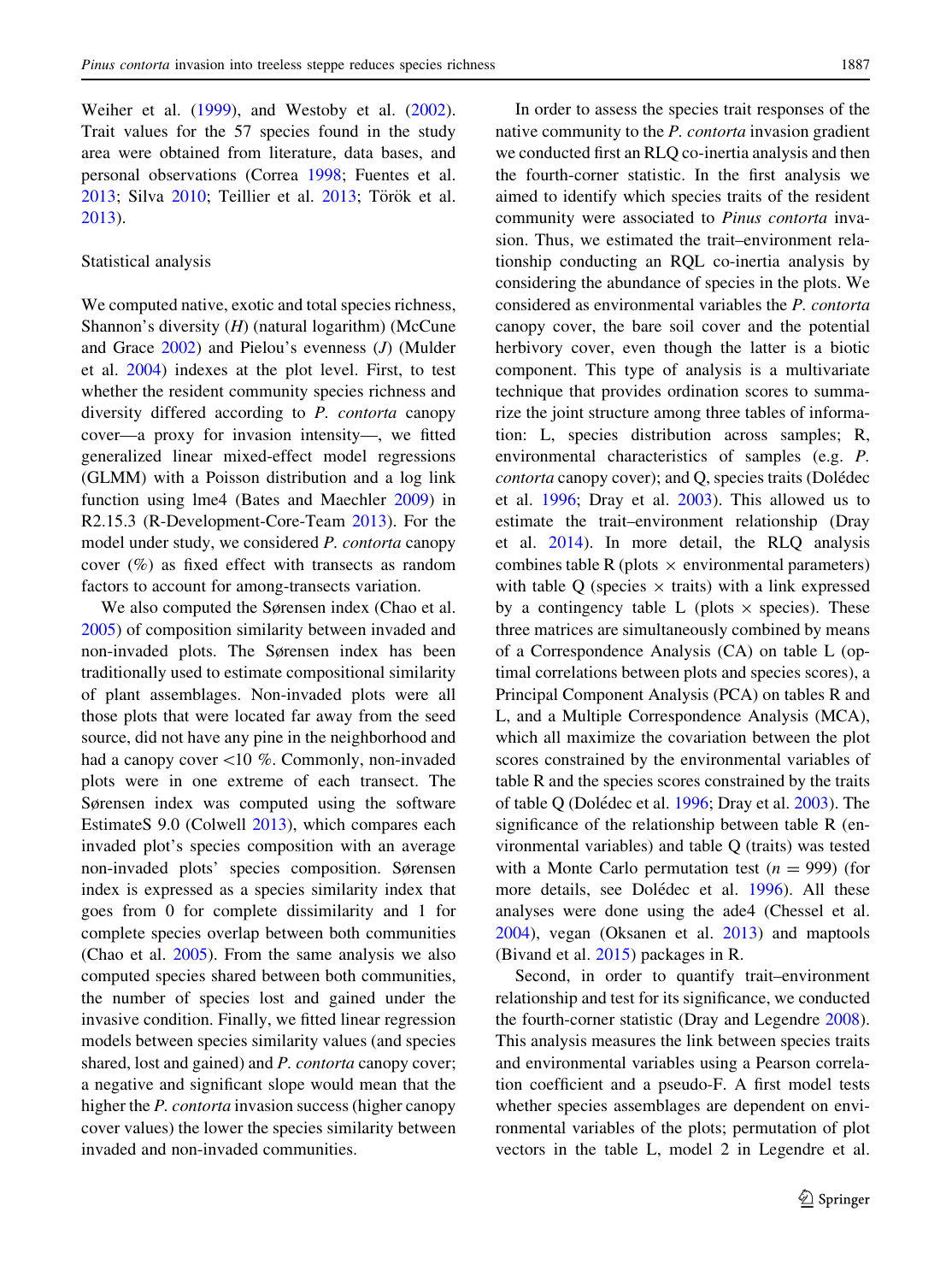Weiher et al. (1999), and Westoby et al. (2002). Trait values for the 57 species found in the study area were obtained from literature, data bases, and personal observations (Correa 1998; Fuentes et al. 2013; Silva 2010; Teillier et al. 2013; Török et al. 2013).

### Statistical analysis

We computed native, exotic and total species richness, Shannon's diversity ($H$) (natural logarithm) (McCune and Grace 2002) and Pielou's evenness ($J$) (Mulder et al. 2004) indexes at the plot level. First, to test whether the resident community species richness and diversity differed according to *P. contorta* canopy cover—a proxy for invasion intensity—, we fitted generalized linear mixed-effect model regressions (GLMM) with a Poisson distribution and a log link function using lme4 (Bates and Maechler 2009) in R2.15.3 (R-Development-Core-Team 2013). For the model under study, we considered *P. contorta* canopy cover (%) as fixed effect with transects as random factors to account for among-transects variation.

We also computed the Sørensen index (Chao et al. 2005) of composition similarity between invaded and non-invaded plots. The Sørensen index has been traditionally used to estimate compositional similarity of plant assemblages. Non-invaded plots were all those plots that were located far away from the seed source, did not have any pine in the neighborhood and had a canopy cover <10 %. Commonly, non-invaded plots were in one extreme of each transect. The Sørensen index was computed using the software EstimateS 9.0 (Colwell 2013), which compares each invaded plot's species composition with an average non-invaded plots' species composition. Sørensen index is expressed as a species similarity index that goes from 0 for complete dissimilarity and 1 for complete species overlap between both communities (Chao et al. 2005). From the same analysis we also computed species shared between both communities, the number of species lost and gained under the invasive condition. Finally, we fitted linear regression models between species similarity values (and species shared, lost and gained) and *P. contorta* canopy cover; a negative and significant slope would mean that the higher the *P. contorta* invasion success (higher canopy cover values) the lower the species similarity between invaded and non-invaded communities.

In order to assess the species trait responses of the native community to the *P. contorta* invasion gradient we conducted first an RLQ co-inertia analysis and then the fourth-corner statistic. In the first analysis we aimed to identify which species traits of the resident community were associated to *Pinus contorta* invasion. Thus, we estimated the trait–environment relationship conducting an RQL co-inertia analysis by considering the abundance of species in the plots. We considered as environmental variables the *P. contorta* canopy cover, the bare soil cover and the potential herbivory cover, even though the latter is a biotic component. This type of analysis is a multivariate technique that provides ordination scores to summarize the joint structure among three tables of information: L, species distribution across samples; R, environmental characteristics of samples (e.g. *P. contorta* canopy cover); and Q, species traits (Dolédec et al. 1996; Dray et al. 2003). This allowed us to estimate the trait–environment relationship (Dray et al. 2014). In more detail, the RLQ analysis combines table R (plots × environmental parameters) with table Q (species × traits) with a link expressed by a contingency table L (plots × species). These three matrices are simultaneously combined by means of a Correspondence Analysis (CA) on table L (optimal correlations between plots and species scores), a Principal Component Analysis (PCA) on tables R and L, and a Multiple Correspondence Analysis (MCA), which all maximize the covariation between the plot scores constrained by the environmental variables of table R and the species scores constrained by the traits of table Q (Dolédec et al. 1996; Dray et al. 2003). The significance of the relationship between table R (environmental variables) and table Q (traits) was tested with a Monte Carlo permutation test ($n = 999$) (for more details, see Dolédec et al. 1996). All these analyses were done using the ade4 (Chessel et al. 2004), vegan (Oksanen et al. 2013) and maptools (Bivand et al. 2015) packages in R.

Second, in order to quantify trait–environment relationship and test for its significance, we conducted the fourth-corner statistic (Dray and Legendre 2008). This analysis measures the link between species traits and environmental variables using a Pearson correlation coefficient and a pseudo-F. A first model tests whether species assemblages are dependent on environmental variables of the plots; permutation of plot vectors in the table L, model 2 in Legendre et al.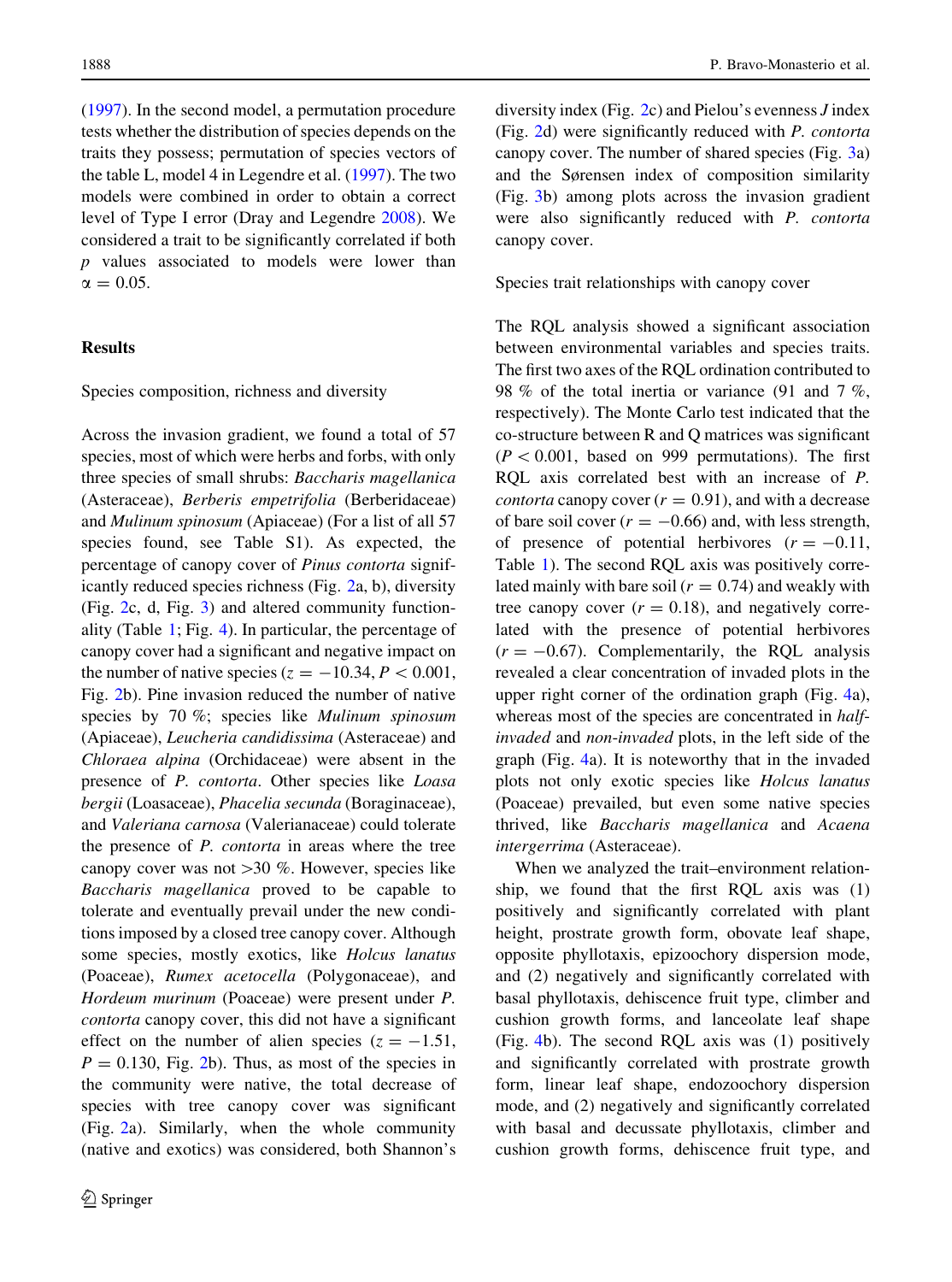(1997). In the second model, a permutation procedure tests whether the distribution of species depends on the traits they possess; permutation of species vectors of the table L, model 4 in Legendre et al. (1997). The two models were combined in order to obtain a correct level of Type I error (Dray and Legendre 2008). We considered a trait to be significantly correlated if both $p$ values associated to models were lower than $\alpha = 0.05$.

## Results

### Species composition, richness and diversity

Across the invasion gradient, we found a total of 57 species, most of which were herbs and forbs, with only three species of small shrubs: *Baccharis magellanica* (Asteraceae), *Berberis empetrifolia* (Berberidaceae) and *Mulinum spinosum* (Apiaceae) (For a list of all 57 species found, see Table S1). As expected, the percentage of canopy cover of *Pinus contorta* significantly reduced species richness (Fig. 2a, b), diversity (Fig. 2c, d, Fig. 3) and altered community functionality (Table 1; Fig. 4). In particular, the percentage of canopy cover had a significant and negative impact on the number of native species ($z = -10.34$, $P < 0.001$, Fig. 2b). Pine invasion reduced the number of native species by 70 %; species like *Mulinum spinosum* (Apiaceae), *Leucheria candidissima* (Asteraceae) and *Chloraea alpina* (Orchidaceae) were absent in the presence of *P. contorta*. Other species like *Loasa bergii* (Loasaceae), *Phacelia secunda* (Boraginaceae), and *Valeriana carnosa* (Valerianaceae) could tolerate the presence of *P. contorta* in areas where the tree canopy cover was not >30 %. However, species like *Baccharis magellanica* proved to be capable to tolerate and eventually prevail under the new conditions imposed by a closed tree canopy cover. Although some species, mostly exotics, like *Holcus lanatus* (Poaceae), *Rumex acetocella* (Polygonaceae), and *Hordeum murinum* (Poaceae) were present under *P. contorta* canopy cover, this did not have a significant effect on the number of alien species ($z = -1.51$, $P = 0.130$, Fig. 2b). Thus, as most of the species in the community were native, the total decrease of species with tree canopy cover was significant (Fig. 2a). Similarly, when the whole community (native and exotics) was considered, both Shannon's diversity index (Fig. 2c) and Pielou's evenness $J$ index (Fig. 2d) were significantly reduced with *P. contorta* canopy cover. The number of shared species (Fig. 3a) and the Sørensen index of composition similarity (Fig. 3b) among plots across the invasion gradient were also significantly reduced with *P. contorta* canopy cover.

### Species trait relationships with canopy cover

The RQL analysis showed a significant association between environmental variables and species traits. The first two axes of the RQL ordination contributed to 98 % of the total inertia or variance (91 and 7 %, respectively). The Monte Carlo test indicated that the co-structure between R and Q matrices was significant ($P < 0.001$, based on 999 permutations). The first RQL axis correlated best with an increase of *P. contorta* canopy cover ($r = 0.91$), and with a decrease of bare soil cover ($r = -0.66$) and, with less strength, of presence of potential herbivores ($r = -0.11$, Table 1). The second RQL axis was positively correlated mainly with bare soil ($r = 0.74$) and weakly with tree canopy cover ($r = 0.18$), and negatively correlated with the presence of potential herbivores ($r = -0.67$). Complementarily, the RQL analysis revealed a clear concentration of invaded plots in the upper right corner of the ordination graph (Fig. 4a), whereas most of the species are concentrated in *half-invaded* and *non-invaded* plots, in the left side of the graph (Fig. 4a). It is noteworthy that in the invaded plots not only exotic species like *Holcus lanatus* (Poaceae) prevailed, but even some native species thrived, like *Baccharis magellanica* and *Acaena intergerrima* (Asteraceae).

When we analyzed the trait–environment relationship, we found that the first RQL axis was (1) positively and significantly correlated with plant height, prostrate growth form, obovate leaf shape, opposite phyllotaxis, epizoochory dispersion mode, and (2) negatively and significantly correlated with basal phyllotaxis, dehiscence fruit type, climber and cushion growth forms, and lanceolate leaf shape (Fig. 4b). The second RQL axis was (1) positively and significantly correlated with prostrate growth form, linear leaf shape, endozoochory dispersion mode, and (2) negatively and significantly correlated with basal and decussate phyllotaxis, climber and cushion growth forms, dehiscence fruit type, and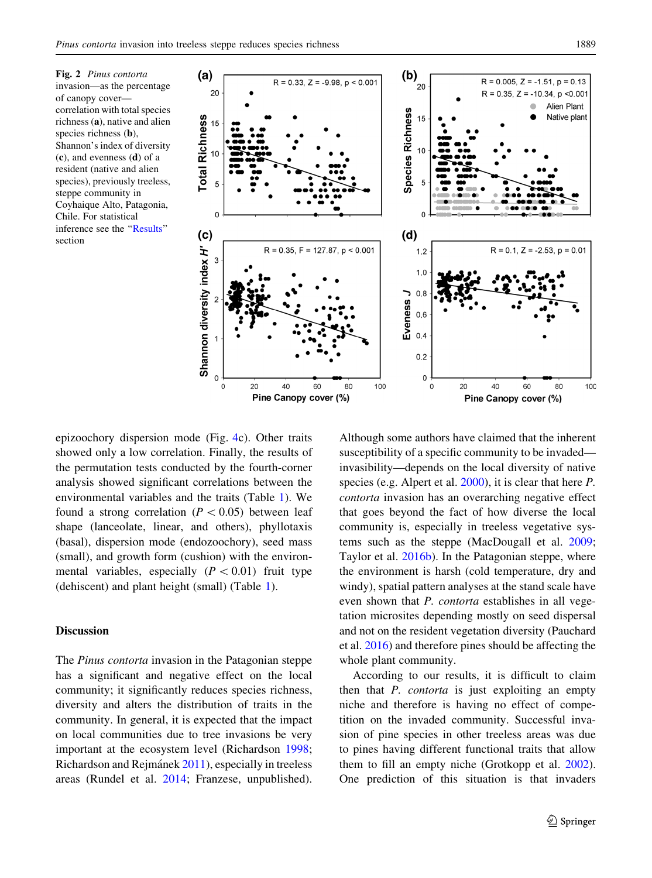**Fig. 2** *Pinus contorta* invasion—as the percentage of canopy cover—correlation with total species richness (**a**), native and alien species richness (**b**), Shannon's index of diversity (**c**), and evenness (**d**) of a resident (native and alien species), previously treeless, steppe community in Coyhaique Alto, Patagonia, Chile. For statistical inference see the "Results" section

epizoochory dispersion mode (Fig. 4c). Other traits showed only a low correlation. Finally, the results of the permutation tests conducted by the fourth-corner analysis showed significant correlations between the environmental variables and the traits (Table 1). We found a strong correlation ($P < 0.05$) between leaf shape (lanceolate, linear, and others), phyllotaxis (basal), dispersion mode (endozoochory), seed mass (small), and growth form (cushion) with the environmental variables, especially ($P < 0.01$) fruit type (dehiscent) and plant height (small) (Table 1).

## Discussion

The *Pinus contorta* invasion in the Patagonian steppe has a significant and negative effect on the local community; it significantly reduces species richness, diversity and alters the distribution of traits in the community. In general, it is expected that the impact on local communities due to tree invasions be very important at the ecosystem level (Richardson 1998; Richardson and Rejmánek 2011), especially in treeless areas (Rundel et al. 2014; Franzese, unpublished). Although some authors have claimed that the inherent susceptibility of a specific community to be invaded—invasibility—depends on the local diversity of native species (e.g. Alpert et al. 2000), it is clear that here *P. contorta* invasion has an overarching negative effect that goes beyond the fact of how diverse the local community is, especially in treeless vegetative systems such as the steppe (MacDougall et al. 2009; Taylor et al. 2016b). In the Patagonian steppe, where the environment is harsh (cold temperature, dry and windy), spatial pattern analyses at the stand scale have even shown that *P. contorta* establishes in all vegetation microsites depending mostly on seed dispersal and not on the resident vegetation diversity (Pauchard et al. 2016) and therefore pines should be affecting the whole plant community.

According to our results, it is difficult to claim then that *P. contorta* is just exploiting an empty niche and therefore is having no effect of competition on the invaded community. Successful invasion of pine species in other treeless areas was due to pines having different functional traits that allow them to fill an empty niche (Grotkopp et al. 2002). One prediction of this situation is that invaders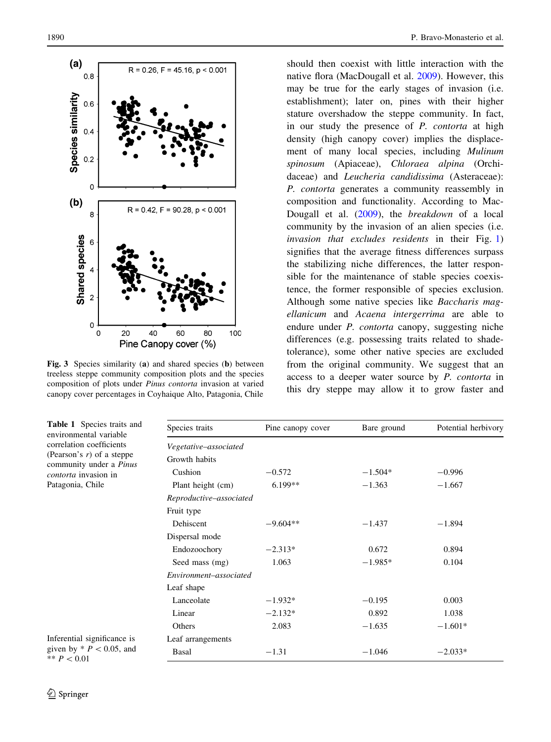Fig. 3 Species similarity (**a**) and shared species (**b**) between treeless steppe community composition plots and the species composition of plots under *Pinus contorta* invasion at varied canopy cover percentages in Coyhaique Alto, Patagonia, Chile

should then coexist with little interaction with the native flora (MacDougall et al. 2009). However, this may be true for the early stages of invasion (i.e. establishment); later on, pines with their higher stature overshadow the steppe community. In fact, in our study the presence of *P. contorta* at high density (high canopy cover) implies the displacement of many local species, including *Mulinum spinosum* (Apiaceae), *Chloraea alpina* (Orchidaceae) and *Leucheria candidissima* (Asteraceae): *P. contorta* generates a community reassembly in composition and functionality. According to MacDougall et al. (2009), the *breakdown* of a local community by the invasion of an alien species (i.e. *invasion that excludes residents* in their Fig. 1) signifies that the average fitness differences surpass the stabilizing niche differences, the latter responsible for the maintenance of stable species coexistence, the former responsible of species exclusion. Although some native species like *Baccharis magellanicum* and *Acaena intergerrima* are able to endure under *P. contorta* canopy, suggesting niche differences (e.g. possessing traits related to shade-tolerance), some other native species are excluded from the original community. We suggest that an access to a deeper water source by *P. contorta* in this dry steppe may allow it to grow faster and

**Table 1** Species traits and environmental variable correlation coefficients (Pearson's $r$) of a steppe community under a *Pinus contorta* invasion in Patagonia, Chile

| Species traits | Pine canopy cover | Bare ground | Potential herbivory |
|---|---|---|---|
| *Vegetative–associated* | | | |
| Growth habits | | | |
| Cushion | −0.572 | −1.504* | −0.996 |
| Plant height (cm) | 6.199** | −1.363 | −1.667 |
| *Reproductive–associated* | | | |
| Fruit type | | | |
| Dehiscent | −9.604** | −1.437 | −1.894 |
| Dispersal mode | | | |
| Endozoochory | −2.313* | 0.672 | 0.894 |
| Seed mass (mg) | 1.063 | −1.985* | 0.104 |
| *Environment–associated* | | | |
| Leaf shape | | | |
| Lanceolate | −1.932* | −0.195 | 0.003 |
| Linear | −2.132* | 0.892 | 1.038 |
| Others | 2.083 | −1.635 | −1.601* |
| Leaf arrangements | | | |
| Basal | −1.31 | −1.046 | −2.033* |

Inferential significance is given by * $P < 0.05$, and ** $P < 0.01$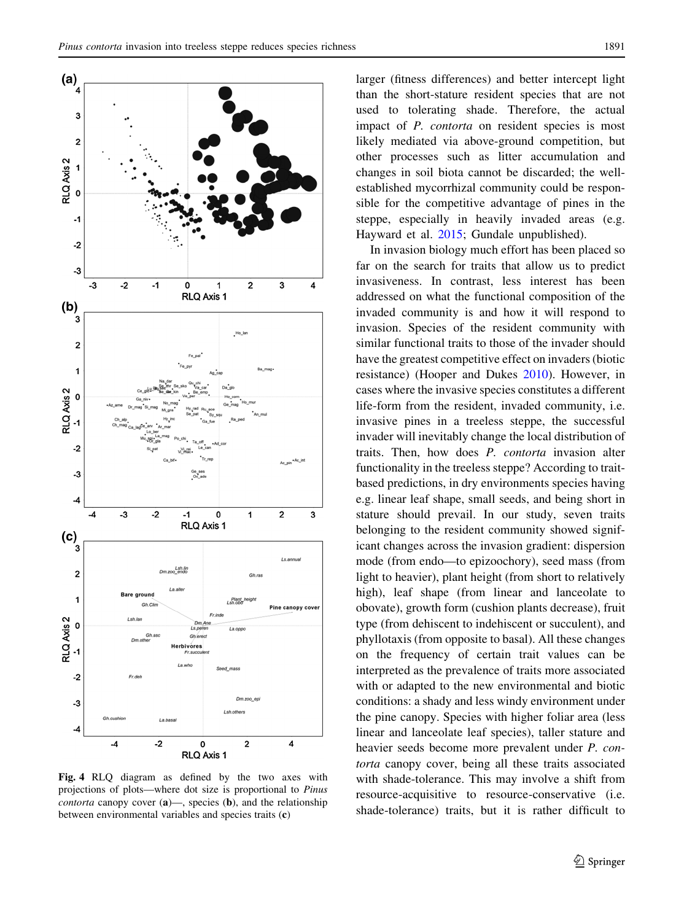(a)

RLQ Axis 2

4
3
2
1
0
-1
-2
-3

-3 -2 -1 0 1 2 3 4

RLQ Axis 1

(b)

RLQ Axis 2

3
2
1
0
-1
-2
-3
-4

-4 -3 -2 -1 0 1 2 3

RLQ Axis 1

Ho_lan
Fe_pal
Fe_pyr
Ag_cap
Ba_mag
Na_dar
Qu_chi
Se_sko
Va_car
Da_glo
Be_emp
Ve_per
Ho_com
Ga_niv
No_mag
Ho_mur
Ge_mag
Az_ame
Dr_mag
Si_mag
Mi_gre
Hy_rad
Ru_ace
Se_pat
Sy_squ
An_mul
Ch_alp
Hy_inc
Ga_fue
Ra_ped
Ch_mag
Ca_lag
Ce_arv
Ar_mar
Lo_ber
La_mag
Mu_spi
Po_chi
Ta_off
Ad_cor
Si_pat
Vi_rei
Le_can
Vi_mac
Ac_pin
Ac_int
Tr_rep
Ca_bif
Ge_ses
Ox_ade

(c)

RLQ Axis 2

3
2
1
0
-1
-2
-3
-4

-4 -2 0 2 4

RLQ Axis 1

Ls.annual
Lsh.lin
Dm.zoo_endo
Gh.ras
La.alter
Bare ground
Plant_height
Lsh.obo
Gh.Clim
Pine canopy cover
Fr.inde
Lsh.lan
Dm.Ane
Ls.peren
La.oppo
Gh.asc
Dm.other
Gh.erect
Herbivores
Fr.succulent
La.who
Seed_mass
Fr.deh
Dm.zoo_epi
Lsh.others
Gh.cushion
La.basal

**Fig. 4** RLQ diagram as defined by the two axes with projections of plots—where dot size is proportional to *Pinus contorta* canopy cover (**a**)—, species (**b**), and the relationship between environmental variables and species traits (**c**)

larger (fitness differences) and better intercept light than the short-stature resident species that are not used to tolerating shade. Therefore, the actual impact of *P. contorta* on resident species is most likely mediated via above-ground competition, but other processes such as litter accumulation and changes in soil biota cannot be discarded; the well-established mycorrhizal community could be responsible for the competitive advantage of pines in the steppe, especially in heavily invaded areas (e.g. Hayward et al. 2015; Gundale unpublished).

In invasion biology much effort has been placed so far on the search for traits that allow us to predict invasiveness. In contrast, less interest has been addressed on what the functional composition of the invaded community is and how it will respond to invasion. Species of the resident community with similar functional traits to those of the invader should have the greatest competitive effect on invaders (biotic resistance) (Hooper and Dukes 2010). However, in cases where the invasive species constitutes a different life-form from the resident, invaded community, i.e. invasive pines in a treeless steppe, the successful invader will inevitably change the local distribution of traits. Then, how does *P. contorta* invasion alter functionality in the treeless steppe? According to trait-based predictions, in dry environments species having e.g. linear leaf shape, small seeds, and being short in stature should prevail. In our study, seven traits belonging to the resident community showed significant changes across the invasion gradient: dispersion mode (from endo—to epizoochory), seed mass (from light to heavier), plant height (from short to relatively high), leaf shape (from linear and lanceolate to obovate), growth form (cushion plants decrease), fruit type (from dehiscent to indehiscent or succulent), and phyllotaxis (from opposite to basal). All these changes on the frequency of certain trait values can be interpreted as the prevalence of traits more associated with or adapted to the new environmental and biotic conditions: a shady and less windy environment under the pine canopy. Species with higher foliar area (less linear and lanceolate leaf species), taller stature and heavier seeds become more prevalent under *P. contorta* canopy cover, being all these traits associated with shade-tolerance. This may involve a shift from resource-acquisitive to resource-conservative (i.e. shade-tolerance) traits, but it is rather difficult to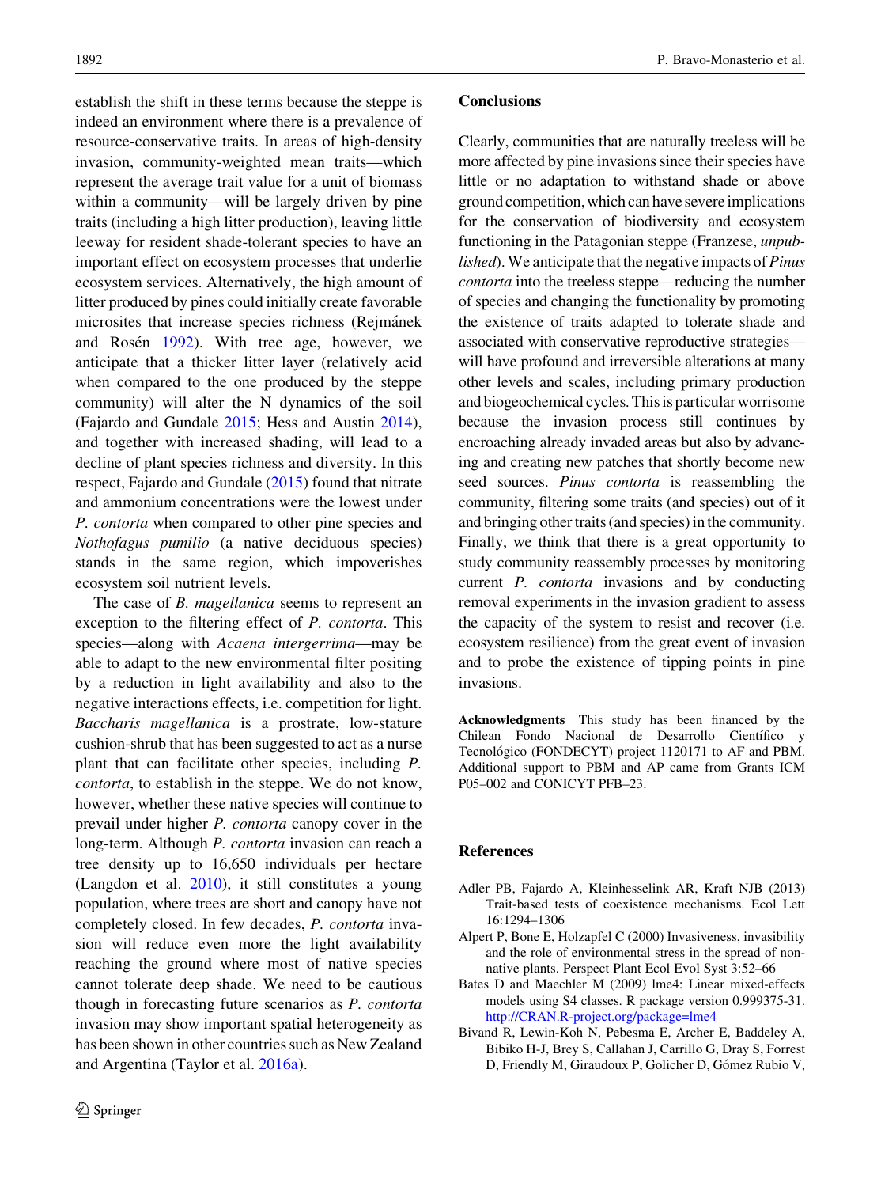establish the shift in these terms because the steppe is indeed an environment where there is a prevalence of resource-conservative traits. In areas of high-density invasion, community-weighted mean traits—which represent the average trait value for a unit of biomass within a community—will be largely driven by pine traits (including a high litter production), leaving little leeway for resident shade-tolerant species to have an important effect on ecosystem processes that underlie ecosystem services. Alternatively, the high amount of litter produced by pines could initially create favorable microsites that increase species richness (Rejmánek and Rosén 1992). With tree age, however, we anticipate that a thicker litter layer (relatively acid when compared to the one produced by the steppe community) will alter the N dynamics of the soil (Fajardo and Gundale 2015; Hess and Austin 2014), and together with increased shading, will lead to a decline of plant species richness and diversity. In this respect, Fajardo and Gundale (2015) found that nitrate and ammonium concentrations were the lowest under *P. contorta* when compared to other pine species and *Nothofagus pumilio* (a native deciduous species) stands in the same region, which impoverishes ecosystem soil nutrient levels.

The case of *B. magellanica* seems to represent an exception to the filtering effect of *P. contorta*. This species—along with *Acaena intergerrima*—may be able to adapt to the new environmental filter positing by a reduction in light availability and also to the negative interactions effects, i.e. competition for light. *Baccharis magellanica* is a prostrate, low-stature cushion-shrub that has been suggested to act as a nurse plant that can facilitate other species, including *P. contorta*, to establish in the steppe. We do not know, however, whether these native species will continue to prevail under higher *P. contorta* canopy cover in the long-term. Although *P. contorta* invasion can reach a tree density up to 16,650 individuals per hectare (Langdon et al. 2010), it still constitutes a young population, where trees are short and canopy have not completely closed. In few decades, *P. contorta* invasion will reduce even more the light availability reaching the ground where most of native species cannot tolerate deep shade. We need to be cautious though in forecasting future scenarios as *P. contorta* invasion may show important spatial heterogeneity as has been shown in other countries such as New Zealand and Argentina (Taylor et al. 2016a).

## Conclusions

Clearly, communities that are naturally treeless will be more affected by pine invasions since their species have little or no adaptation to withstand shade or above ground competition, which can have severe implications for the conservation of biodiversity and ecosystem functioning in the Patagonian steppe (Franzese, *unpublished*). We anticipate that the negative impacts of *Pinus contorta* into the treeless steppe—reducing the number of species and changing the functionality by promoting the existence of traits adapted to tolerate shade and associated with conservative reproductive strategies—will have profound and irreversible alterations at many other levels and scales, including primary production and biogeochemical cycles. This is particular worrisome because the invasion process still continues by encroaching already invaded areas but also by advancing and creating new patches that shortly become new seed sources. *Pinus contorta* is reassembling the community, filtering some traits (and species) out of it and bringing other traits (and species) in the community. Finally, we think that there is a great opportunity to study community reassembly processes by monitoring current *P. contorta* invasions and by conducting removal experiments in the invasion gradient to assess the capacity of the system to resist and recover (i.e. ecosystem resilience) from the great event of invasion and to probe the existence of tipping points in pine invasions.

**Acknowledgments** This study has been financed by the Chilean Fondo Nacional de Desarrollo Científico y Tecnológico (FONDECYT) project 1120171 to AF and PBM. Additional support to PBM and AP came from Grants ICM P05–002 and CONICYT PFB–23.

## References

Adler PB, Fajardo A, Kleinhesselink AR, Kraft NJB (2013) Trait-based tests of coexistence mechanisms. Ecol Lett 16:1294–1306

Alpert P, Bone E, Holzapfel C (2000) Invasiveness, invasibility and the role of environmental stress in the spread of non-native plants. Perspect Plant Ecol Evol Syst 3:52–66

Bates D and Maechler M (2009) lme4: Linear mixed-effects models using S4 classes. R package version 0.999375-31. http://CRAN.R-project.org/package=lme4

Bivand R, Lewin-Koh N, Pebesma E, Archer E, Baddeley A, Bibiko H-J, Brey S, Callahan J, Carrillo G, Dray S, Forrest D, Friendly M, Giraudoux P, Golicher D, Gómez Rubio V,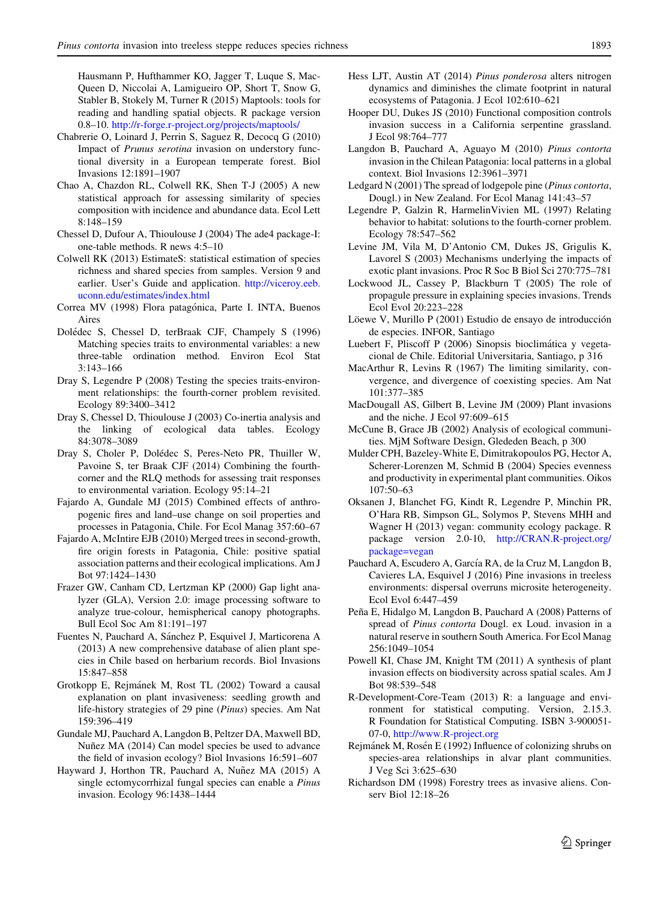Hausmann P, Hufthammer KO, Jagger T, Luque S, MacQueen D, Niccolai A, Lamigueiro OP, Short T, Snow G, Stabler B, Stokely M, Turner R (2015) Maptools: tools for reading and handling spatial objects. R package version 0.8–10. http://r-forge.r-project.org/projects/maptools/

Chabrerie O, Loinard J, Perrin S, Saguez R, Decocq G (2010) Impact of *Prunus serotina* invasion on understory functional diversity in a European temperate forest. Biol Invasions 12:1891–1907

Chao A, Chazdon RL, Colwell RK, Shen T-J (2005) A new statistical approach for assessing similarity of species composition with incidence and abundance data. Ecol Lett 8:148–159

Chessel D, Dufour A, Thioulouse J (2004) The ade4 package-I: one-table methods. R news 4:5–10

Colwell RK (2013) EstimateS: statistical estimation of species richness and shared species from samples. Version 9 and earlier. User's Guide and application. http://viceroy.eeb.uconn.edu/estimates/index.html

Correa MV (1998) Flora patagónica, Parte I. INTA, Buenos Aires

Dolédec S, Chessel D, terBraak CJF, Champely S (1996) Matching species traits to environmental variables: a new three-table ordination method. Environ Ecol Stat 3:143–166

Dray S, Legendre P (2008) Testing the species traits-environment relationships: the fourth-corner problem revisited. Ecology 89:3400–3412

Dray S, Chessel D, Thioulouse J (2003) Co-inertia analysis and the linking of ecological data tables. Ecology 84:3078–3089

Dray S, Choler P, Dolédec S, Peres-Neto PR, Thuiller W, Pavoine S, ter Braak CJF (2014) Combining the fourth-corner and the RLQ methods for assessing trait responses to environmental variation. Ecology 95:14–21

Fajardo A, Gundale MJ (2015) Combined effects of anthropogenic fires and land–use change on soil properties and processes in Patagonia, Chile. For Ecol Manag 357:60–67

Fajardo A, McIntire EJB (2010) Merged trees in second-growth, fire origin forests in Patagonia, Chile: positive spatial association patterns and their ecological implications. Am J Bot 97:1424–1430

Frazer GW, Canham CD, Lertzman KP (2000) Gap light analyzer (GLA), Version 2.0: image processing software to analyze true-colour, hemispherical canopy photographs. Bull Ecol Soc Am 81:191–197

Fuentes N, Pauchard A, Sánchez P, Esquivel J, Marticorena A (2013) A new comprehensive database of alien plant species in Chile based on herbarium records. Biol Invasions 15:847–858

Grotkopp E, Rejmánek M, Rost TL (2002) Toward a causal explanation on plant invasiveness: seedling growth and life-history strategies of 29 pine (*Pinus*) species. Am Nat 159:396–419

Gundale MJ, Pauchard A, Langdon B, Peltzer DA, Maxwell BD, Nuñez MA (2014) Can model species be used to advance the field of invasion ecology? Biol Invasions 16:591–607

Hayward J, Horthon TR, Pauchard A, Nuñez MA (2015) A single ectomycorrhizal fungal species can enable a *Pinus* invasion. Ecology 96:1438–1444

Hess LJT, Austin AT (2014) *Pinus ponderosa* alters nitrogen dynamics and diminishes the climate footprint in natural ecosystems of Patagonia. J Ecol 102:610–621

Hooper DU, Dukes JS (2010) Functional composition controls invasion success in a California serpentine grassland. J Ecol 98:764–777

Langdon B, Pauchard A, Aguayo M (2010) *Pinus contorta* invasion in the Chilean Patagonia: local patterns in a global context. Biol Invasions 12:3961–3971

Ledgard N (2001) The spread of lodgepole pine (*Pinus contorta*, Dougl.) in New Zealand. For Ecol Manag 141:43–57

Legendre P, Galzin R, HarmelinVivien ML (1997) Relating behavior to habitat: solutions to the fourth-corner problem. Ecology 78:547–562

Levine JM, Vila M, D'Antonio CM, Dukes JS, Grigulis K, Lavorel S (2003) Mechanisms underlying the impacts of exotic plant invasions. Proc R Soc B Biol Sci 270:775–781

Lockwood JL, Cassey P, Blackburn T (2005) The role of propagule pressure in explaining species invasions. Trends Ecol Evol 20:223–228

Löewe V, Murillo P (2001) Estudio de ensayo de introducción de especies. INFOR, Santiago

Luebert F, Pliscoff P (2006) Sinopsis bioclimática y vegetacional de Chile. Editorial Universitaria, Santiago, p 316

MacArthur R, Levins R (1967) The limiting similarity, convergence, and divergence of coexisting species. Am Nat 101:377–385

MacDougall AS, Gilbert B, Levine JM (2009) Plant invasions and the niche. J Ecol 97:609–615

McCune B, Grace JB (2002) Analysis of ecological communities. MjM Software Design, Glededen Beach, p 300

Mulder CPH, Bazeley-White E, Dimitrakopoulos PG, Hector A, Scherer-Lorenzen M, Schmid B (2004) Species evenness and productivity in experimental plant communities. Oikos 107:50–63

Oksanen J, Blanchet FG, Kindt R, Legendre P, Minchin PR, O'Hara RB, Simpson GL, Solymos P, Stevens MHH and Wagner H (2013) vegan: community ecology package. R package version 2.0-10, http://CRAN.R-project.org/package=vegan

Pauchard A, Escudero A, García RA, de la Cruz M, Langdon B, Cavieres LA, Esquivel J (2016) Pine invasions in treeless environments: dispersal overruns microsite heterogeneity. Ecol Evol 6:447–459

Peña E, Hidalgo M, Langdon B, Pauchard A (2008) Patterns of spread of *Pinus contorta* Dougl. ex Loud. invasion in a natural reserve in southern South America. For Ecol Manag 256:1049–1054

Powell KI, Chase JM, Knight TM (2011) A synthesis of plant invasion effects on biodiversity across spatial scales. Am J Bot 98:539–548

R-Development-Core-Team (2013) R: a language and environment for statistical computing. Version, 2.15.3. R Foundation for Statistical Computing. ISBN 3-900051-07-0, http://www.R-project.org

Rejmánek M, Rosén E (1992) Influence of colonizing shrubs on species-area relationships in alvar plant communities. J Veg Sci 3:625–630

Richardson DM (1998) Forestry trees as invasive aliens. Conserv Biol 12:18–26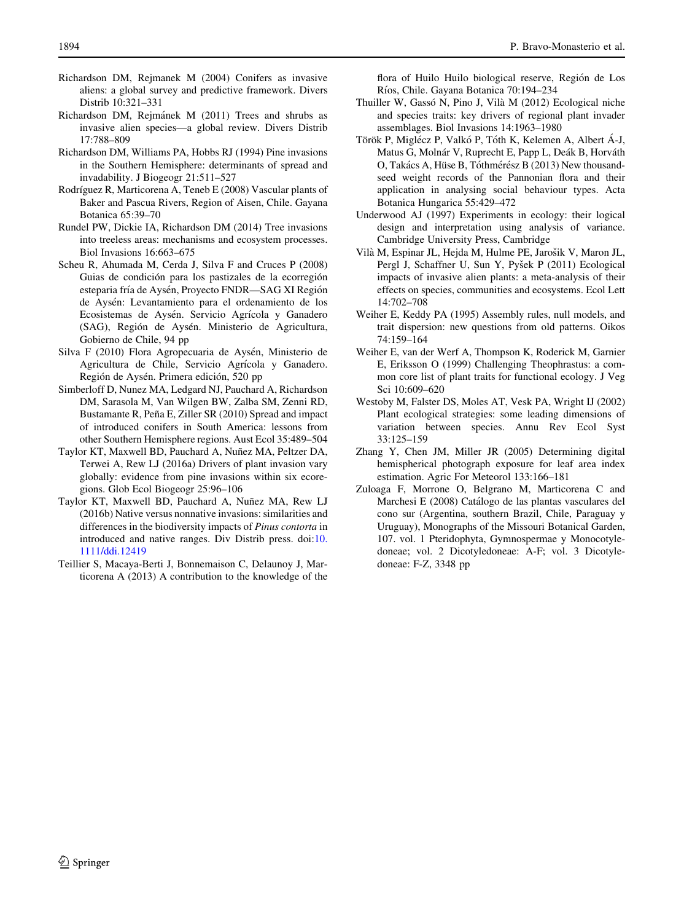Richardson DM, Rejmanek M (2004) Conifers as invasive aliens: a global survey and predictive framework. Divers Distrib 10:321–331

Richardson DM, Rejmánek M (2011) Trees and shrubs as invasive alien species—a global review. Divers Distrib 17:788–809

Richardson DM, Williams PA, Hobbs RJ (1994) Pine invasions in the Southern Hemisphere: determinants of spread and invadability. J Biogeogr 21:511–527

Rodríguez R, Marticorena A, Teneb E (2008) Vascular plants of Baker and Pascua Rivers, Region of Aisen, Chile. Gayana Botanica 65:39–70

Rundel PW, Dickie IA, Richardson DM (2014) Tree invasions into treeless areas: mechanisms and ecosystem processes. Biol Invasions 16:663–675

Scheu R, Ahumada M, Cerda J, Silva F and Cruces P (2008) Guias de condición para los pastizales de la ecorregión esteparia fría de Aysén, Proyecto FNDR—SAG XI Región de Aysén: Levantamiento para el ordenamiento de los Ecosistemas de Aysén. Servicio Agrícola y Ganadero (SAG), Región de Aysén. Ministerio de Agricultura, Gobierno de Chile, 94 pp

Silva F (2010) Flora Agropecuaria de Aysén, Ministerio de Agricultura de Chile, Servicio Agrícola y Ganadero. Región de Aysén. Primera edición, 520 pp

Simberloff D, Nunez MA, Ledgard NJ, Pauchard A, Richardson DM, Sarasola M, Van Wilgen BW, Zalba SM, Zenni RD, Bustamante R, Peña E, Ziller SR (2010) Spread and impact of introduced conifers in South America: lessons from other Southern Hemisphere regions. Aust Ecol 35:489–504

Taylor KT, Maxwell BD, Pauchard A, Nuñez MA, Peltzer DA, Terwei A, Rew LJ (2016a) Drivers of plant invasion vary globally: evidence from pine invasions within six ecoregions. Glob Ecol Biogeogr 25:96–106

Taylor KT, Maxwell BD, Pauchard A, Nuñez MA, Rew LJ (2016b) Native versus nonnative invasions: similarities and differences in the biodiversity impacts of *Pinus contorta* in introduced and native ranges. Div Distrib press. doi:10.1111/ddi.12419

Teillier S, Macaya-Berti J, Bonnemaison C, Delaunoy J, Marticorena A (2013) A contribution to the knowledge of the flora of Huilo Huilo biological reserve, Región de Los Ríos, Chile. Gayana Botanica 70:194–234

Thuiller W, Gassó N, Pino J, Vilà M (2012) Ecological niche and species traits: key drivers of regional plant invader assemblages. Biol Invasions 14:1963–1980

Török P, Miglécz P, Valkó P, Tóth K, Kelemen A, Albert Á-J, Matus G, Molnár V, Ruprecht E, Papp L, Deák B, Horváth O, Takács A, Hüse B, Tóthmérész B (2013) New thousand-seed weight records of the Pannonian flora and their application in analysing social behaviour types. Acta Botanica Hungarica 55:429–472

Underwood AJ (1997) Experiments in ecology: their logical design and interpretation using analysis of variance. Cambridge University Press, Cambridge

Vilà M, Espinar JL, Hejda M, Hulme PE, Jarošik V, Maron JL, Pergl J, Schaffner U, Sun Y, Pyšek P (2011) Ecological impacts of invasive alien plants: a meta-analysis of their effects on species, communities and ecosystems. Ecol Lett 14:702–708

Weiher E, Keddy PA (1995) Assembly rules, null models, and trait dispersion: new questions from old patterns. Oikos 74:159–164

Weiher E, van der Werf A, Thompson K, Roderick M, Garnier E, Eriksson O (1999) Challenging Theophrastus: a common core list of plant traits for functional ecology. J Veg Sci 10:609–620

Westoby M, Falster DS, Moles AT, Vesk PA, Wright IJ (2002) Plant ecological strategies: some leading dimensions of variation between species. Annu Rev Ecol Syst 33:125–159

Zhang Y, Chen JM, Miller JR (2005) Determining digital hemispherical photograph exposure for leaf area index estimation. Agric For Meteorol 133:166–181

Zuloaga F, Morrone O, Belgrano M, Marticorena C and Marchesi E (2008) Catálogo de las plantas vasculares del cono sur (Argentina, southern Brazil, Chile, Paraguay y Uruguay), Monographs of the Missouri Botanical Garden, 107. vol. 1 Pteridophyta, Gymnospermae y Monocotyledoneae; vol. 2 Dicotyledoneae: A-F; vol. 3 Dicotyledoneae: F-Z, 3348 pp